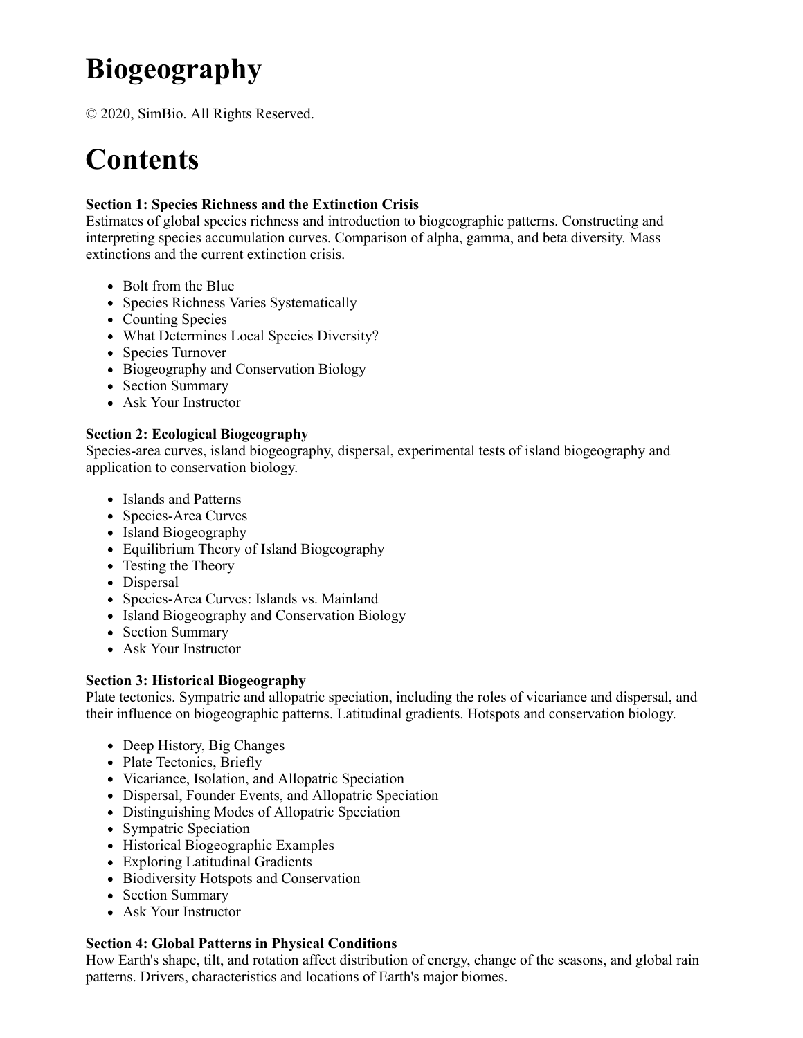# Biogeography

© 2020, SimBio. All Rights Reserved.

# Contents

**Section 1: Species Richness and the Extinction Crisis**
Estimates of global species richness and introduction to biogeographic patterns. Constructing and interpreting species accumulation curves. Comparison of alpha, gamma, and beta diversity. Mass extinctions and the current extinction crisis.

- Bolt from the Blue
- Species Richness Varies Systematically
- Counting Species
- What Determines Local Species Diversity?
- Species Turnover
- Biogeography and Conservation Biology
- Section Summary
- Ask Your Instructor

**Section 2: Ecological Biogeography**
Species-area curves, island biogeography, dispersal, experimental tests of island biogeography and application to conservation biology.

- Islands and Patterns
- Species-Area Curves
- Island Biogeography
- Equilibrium Theory of Island Biogeography
- Testing the Theory
- Dispersal
- Species-Area Curves: Islands vs. Mainland
- Island Biogeography and Conservation Biology
- Section Summary
- Ask Your Instructor

**Section 3: Historical Biogeography**
Plate tectonics. Sympatric and allopatric speciation, including the roles of vicariance and dispersal, and their influence on biogeographic patterns. Latitudinal gradients. Hotspots and conservation biology.

- Deep History, Big Changes
- Plate Tectonics, Briefly
- Vicariance, Isolation, and Allopatric Speciation
- Dispersal, Founder Events, and Allopatric Speciation
- Distinguishing Modes of Allopatric Speciation
- Sympatric Speciation
- Historical Biogeographic Examples
- Exploring Latitudinal Gradients
- Biodiversity Hotspots and Conservation
- Section Summary
- Ask Your Instructor

**Section 4: Global Patterns in Physical Conditions**
How Earth's shape, tilt, and rotation affect distribution of energy, change of the seasons, and global rain patterns. Drivers, characteristics and locations of Earth's major biomes.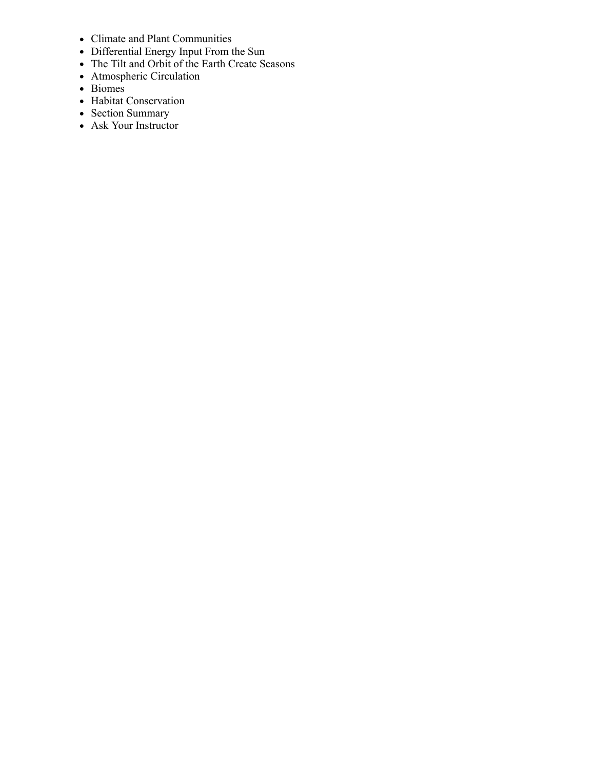- Climate and Plant Communities
- Differential Energy Input From the Sun
- The Tilt and Orbit of the Earth Create Seasons
- Atmospheric Circulation
- Biomes
- Habitat Conservation
- Section Summary
- Ask Your Instructor